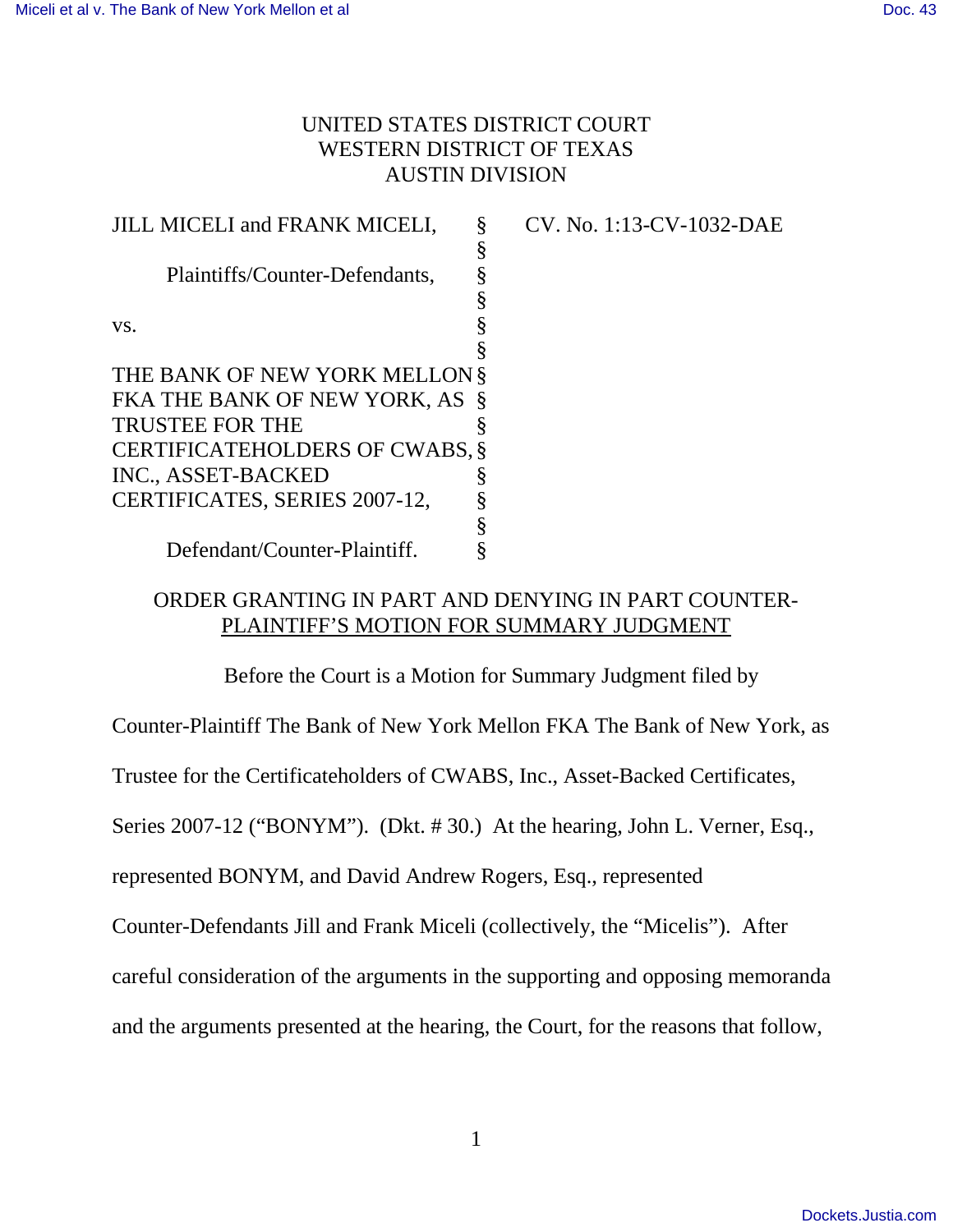UNITED STATES DISTRICT COURT
WESTERN DISTRICT OF TEXAS
AUSTIN DIVISION

| | | |
|---|---|---|
| JILL MICELI and FRANK MICELI, | § | CV. No. 1:13-CV-1032-DAE |
| | § | |
| Plaintiffs/Counter-Defendants, | § | |
| | § | |
| vs. | § | |
| | § | |
| THE BANK OF NEW YORK MELLON FKA THE BANK OF NEW YORK, AS TRUSTEE FOR THE CERTIFICATEHOLDERS OF CWABS, INC., ASSET-BACKED CERTIFICATES, SERIES 2007-12, | § | |
| | § | |
| Defendant/Counter-Plaintiff. | § | |

ORDER GRANTING IN PART AND DENYING IN PART COUNTER-PLAINTIFF'S MOTION FOR SUMMARY JUDGMENT

Before the Court is a Motion for Summary Judgment filed by Counter-Plaintiff The Bank of New York Mellon FKA The Bank of New York, as Trustee for the Certificateholders of CWABS, Inc., Asset-Backed Certificates, Series 2007-12 ("BONYM"). (Dkt. # 30.) At the hearing, John L. Verner, Esq., represented BONYM, and David Andrew Rogers, Esq., represented Counter-Defendants Jill and Frank Miceli (collectively, the "Micelis"). After careful consideration of the arguments in the supporting and opposing memoranda and the arguments presented at the hearing, the Court, for the reasons that follow,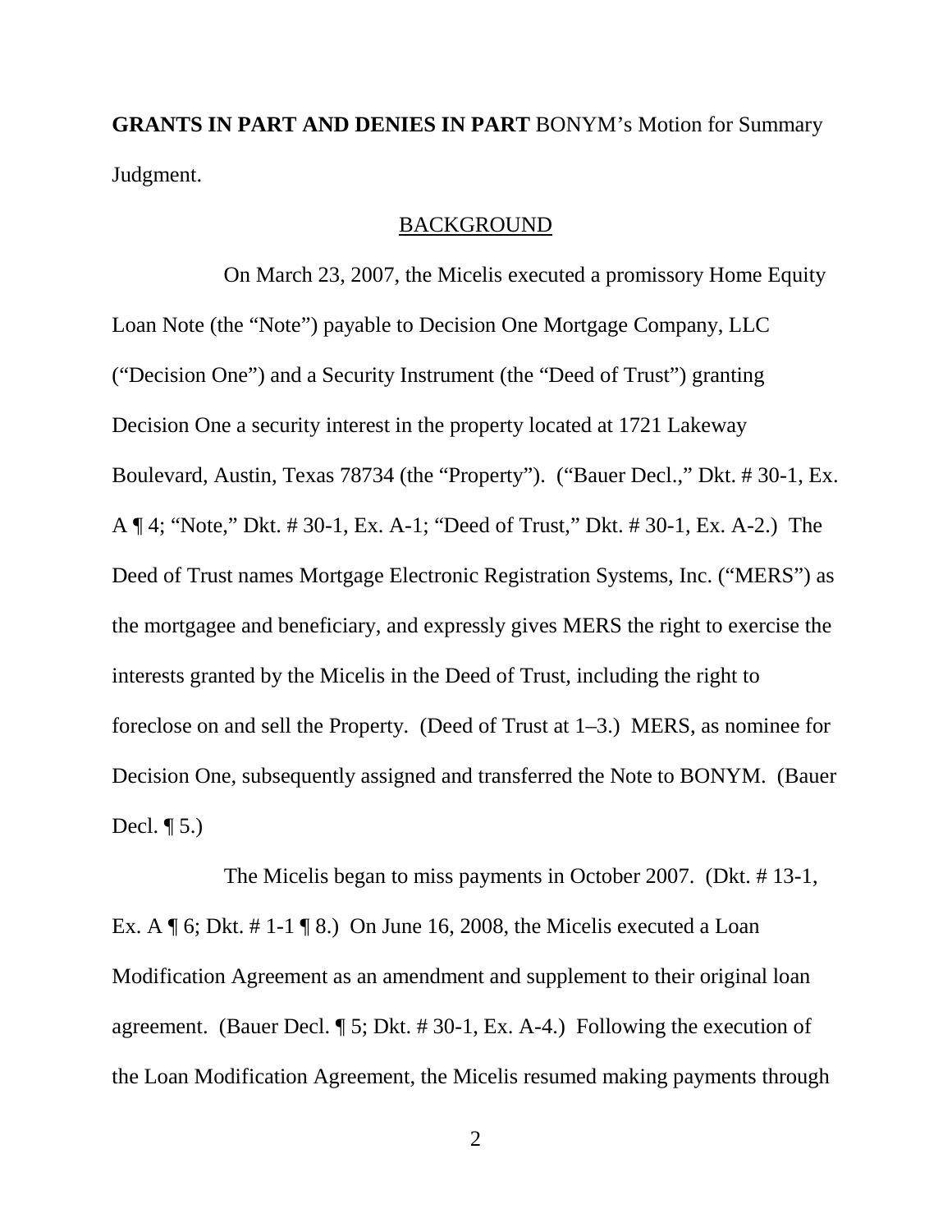**GRANTS IN PART AND DENIES IN PART** BONYM's Motion for Summary Judgment.

## BACKGROUND

On March 23, 2007, the Micelis executed a promissory Home Equity Loan Note (the "Note") payable to Decision One Mortgage Company, LLC ("Decision One") and a Security Instrument (the "Deed of Trust") granting Decision One a security interest in the property located at 1721 Lakeway Boulevard, Austin, Texas 78734 (the "Property"). ("Bauer Decl.," Dkt. # 30-1, Ex. A ¶ 4; "Note," Dkt. # 30-1, Ex. A-1; "Deed of Trust," Dkt. # 30-1, Ex. A-2.) The Deed of Trust names Mortgage Electronic Registration Systems, Inc. ("MERS") as the mortgagee and beneficiary, and expressly gives MERS the right to exercise the interests granted by the Micelis in the Deed of Trust, including the right to foreclose on and sell the Property. (Deed of Trust at 1–3.) MERS, as nominee for Decision One, subsequently assigned and transferred the Note to BONYM. (Bauer Decl. ¶ 5.)

The Micelis began to miss payments in October 2007. (Dkt. # 13-1, Ex. A ¶ 6; Dkt. # 1-1 ¶ 8.) On June 16, 2008, the Micelis executed a Loan Modification Agreement as an amendment and supplement to their original loan agreement. (Bauer Decl. ¶ 5; Dkt. # 30-1, Ex. A-4.) Following the execution of the Loan Modification Agreement, the Micelis resumed making payments through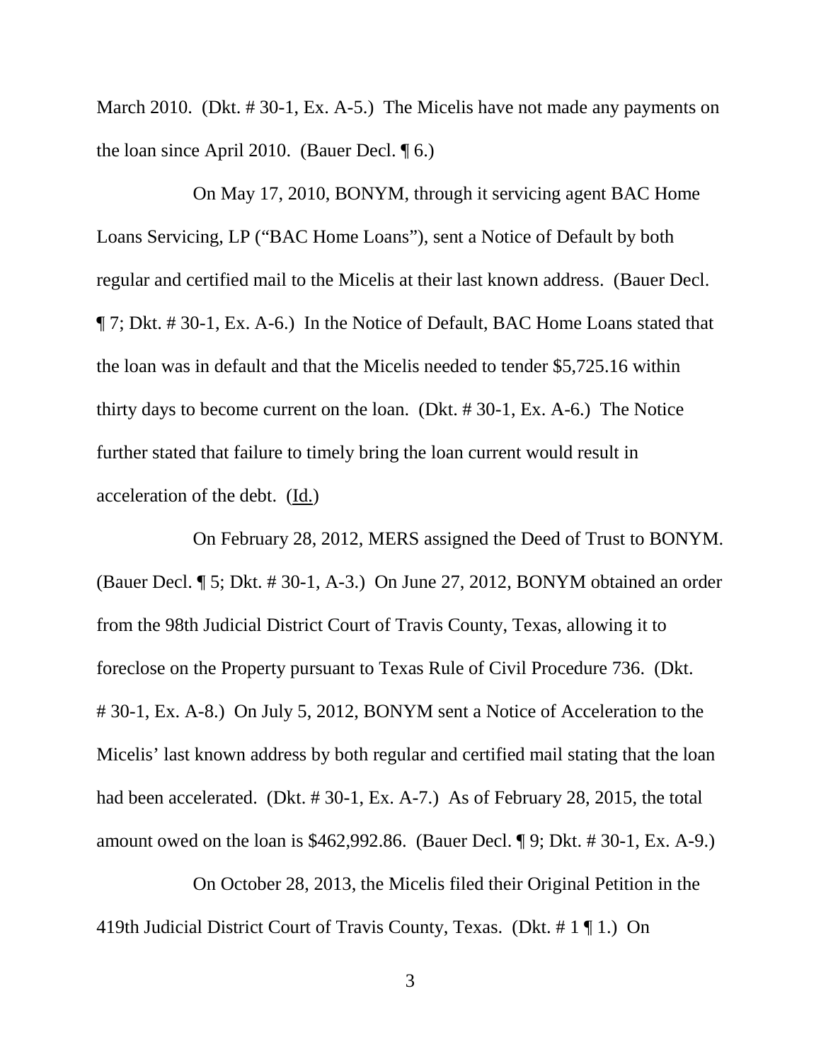March 2010. (Dkt. # 30-1, Ex. A-5.) The Micelis have not made any payments on the loan since April 2010. (Bauer Decl. ¶ 6.)

On May 17, 2010, BONYM, through it servicing agent BAC Home Loans Servicing, LP ("BAC Home Loans"), sent a Notice of Default by both regular and certified mail to the Micelis at their last known address. (Bauer Decl. ¶ 7; Dkt. # 30-1, Ex. A-6.) In the Notice of Default, BAC Home Loans stated that the loan was in default and that the Micelis needed to tender $5,725.16 within thirty days to become current on the loan. (Dkt. # 30-1, Ex. A-6.) The Notice further stated that failure to timely bring the loan current would result in acceleration of the debt. (Id.)

On February 28, 2012, MERS assigned the Deed of Trust to BONYM. (Bauer Decl. ¶ 5; Dkt. # 30-1, A-3.) On June 27, 2012, BONYM obtained an order from the 98th Judicial District Court of Travis County, Texas, allowing it to foreclose on the Property pursuant to Texas Rule of Civil Procedure 736. (Dkt. # 30-1, Ex. A-8.) On July 5, 2012, BONYM sent a Notice of Acceleration to the Micelis' last known address by both regular and certified mail stating that the loan had been accelerated. (Dkt. # 30-1, Ex. A-7.) As of February 28, 2015, the total amount owed on the loan is $462,992.86. (Bauer Decl. ¶ 9; Dkt. # 30-1, Ex. A-9.)

On October 28, 2013, the Micelis filed their Original Petition in the 419th Judicial District Court of Travis County, Texas. (Dkt. # 1 ¶ 1.) On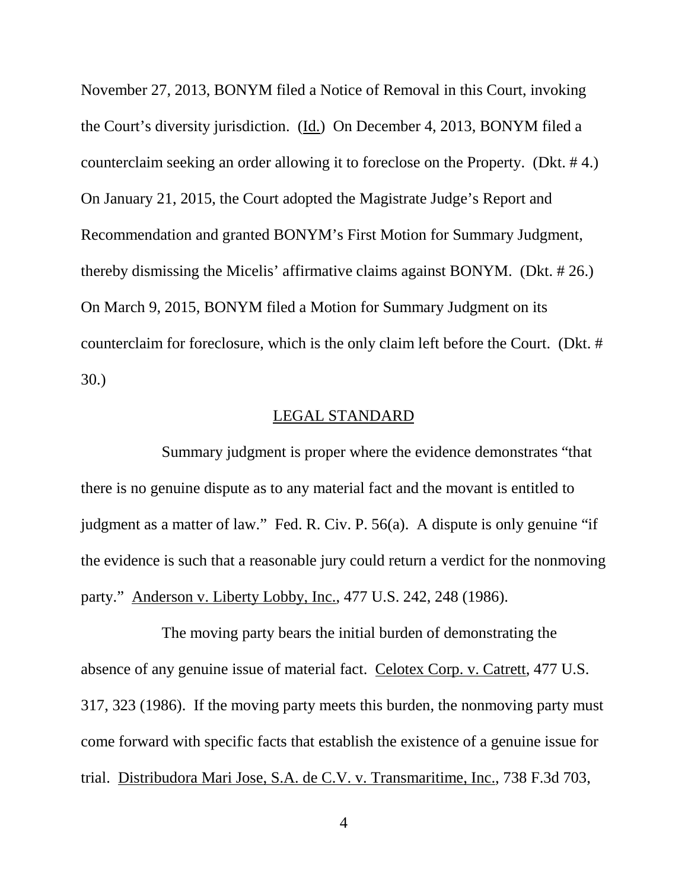November 27, 2013, BONYM filed a Notice of Removal in this Court, invoking the Court's diversity jurisdiction. (Id.) On December 4, 2013, BONYM filed a counterclaim seeking an order allowing it to foreclose on the Property. (Dkt. # 4.) On January 21, 2015, the Court adopted the Magistrate Judge's Report and Recommendation and granted BONYM's First Motion for Summary Judgment, thereby dismissing the Micelis' affirmative claims against BONYM. (Dkt. # 26.) On March 9, 2015, BONYM filed a Motion for Summary Judgment on its counterclaim for foreclosure, which is the only claim left before the Court. (Dkt. # 30.)

## LEGAL STANDARD

Summary judgment is proper where the evidence demonstrates "that there is no genuine dispute as to any material fact and the movant is entitled to judgment as a matter of law." Fed. R. Civ. P. 56(a). A dispute is only genuine "if the evidence is such that a reasonable jury could return a verdict for the nonmoving party." Anderson v. Liberty Lobby, Inc., 477 U.S. 242, 248 (1986).

The moving party bears the initial burden of demonstrating the absence of any genuine issue of material fact. Celotex Corp. v. Catrett, 477 U.S. 317, 323 (1986). If the moving party meets this burden, the nonmoving party must come forward with specific facts that establish the existence of a genuine issue for trial. Distribudora Mari Jose, S.A. de C.V. v. Transmaritime, Inc., 738 F.3d 703,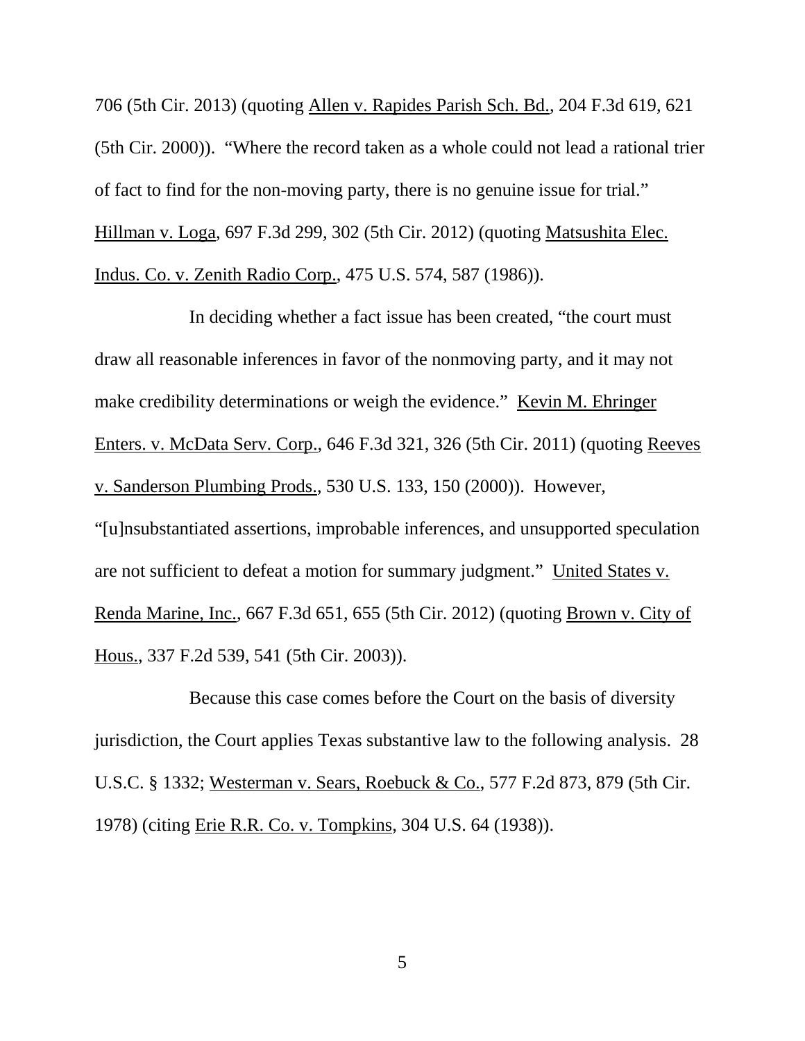706 (5th Cir. 2013) (quoting Allen v. Rapides Parish Sch. Bd., 204 F.3d 619, 621 (5th Cir. 2000)). "Where the record taken as a whole could not lead a rational trier of fact to find for the non-moving party, there is no genuine issue for trial." Hillman v. Loga, 697 F.3d 299, 302 (5th Cir. 2012) (quoting Matsushita Elec. Indus. Co. v. Zenith Radio Corp., 475 U.S. 574, 587 (1986)).

In deciding whether a fact issue has been created, "the court must draw all reasonable inferences in favor of the nonmoving party, and it may not make credibility determinations or weigh the evidence." Kevin M. Ehringer Enters. v. McData Serv. Corp., 646 F.3d 321, 326 (5th Cir. 2011) (quoting Reeves v. Sanderson Plumbing Prods., 530 U.S. 133, 150 (2000)). However, "[u]nsubstantiated assertions, improbable inferences, and unsupported speculation are not sufficient to defeat a motion for summary judgment." United States v. Renda Marine, Inc., 667 F.3d 651, 655 (5th Cir. 2012) (quoting Brown v. City of Hous., 337 F.2d 539, 541 (5th Cir. 2003)).

Because this case comes before the Court on the basis of diversity jurisdiction, the Court applies Texas substantive law to the following analysis. 28 U.S.C. § 1332; Westerman v. Sears, Roebuck & Co., 577 F.2d 873, 879 (5th Cir. 1978) (citing Erie R.R. Co. v. Tompkins, 304 U.S. 64 (1938)).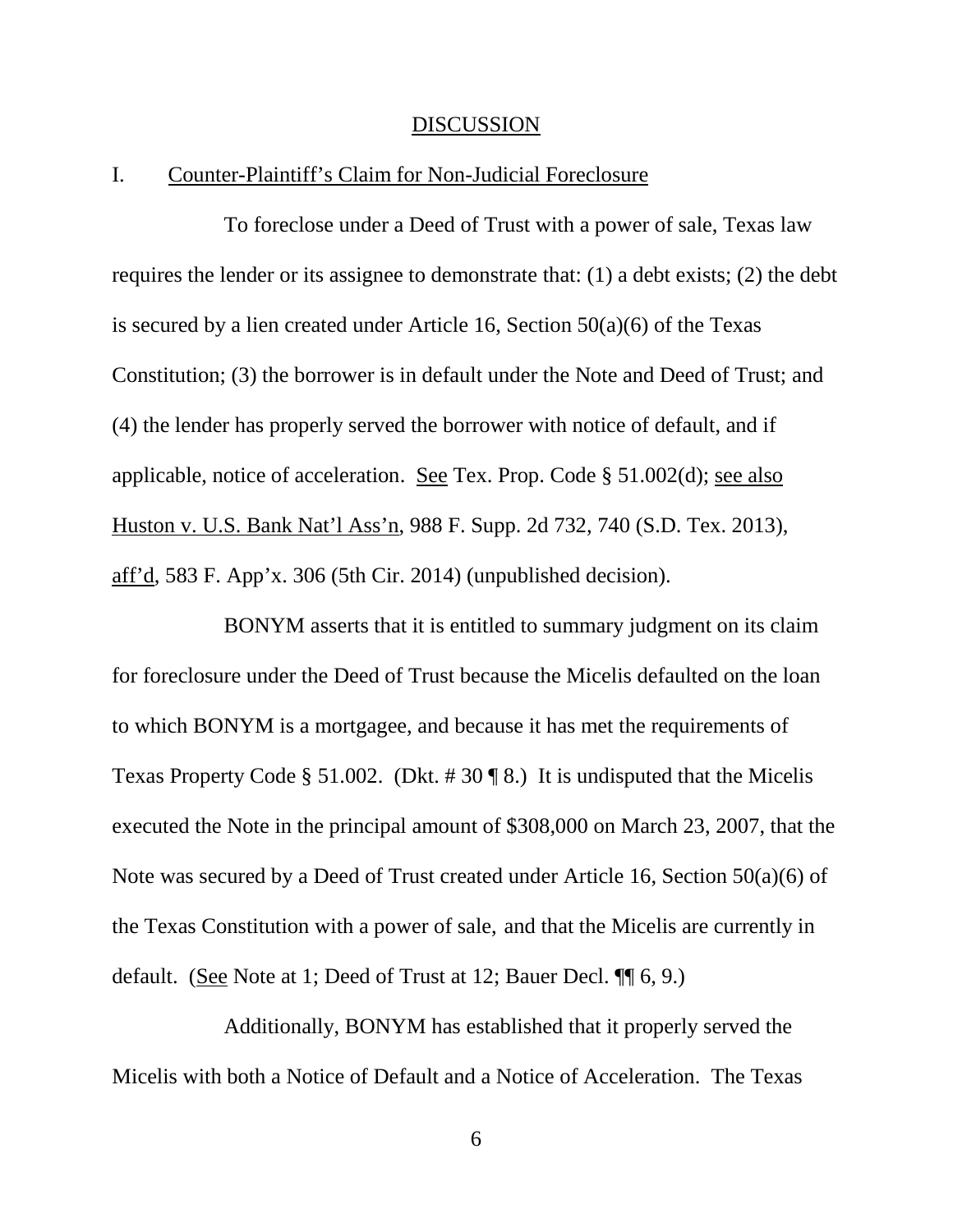## DISCUSSION

### I. Counter-Plaintiff's Claim for Non-Judicial Foreclosure

To foreclose under a Deed of Trust with a power of sale, Texas law requires the lender or its assignee to demonstrate that: (1) a debt exists; (2) the debt is secured by a lien created under Article 16, Section 50(a)(6) of the Texas Constitution; (3) the borrower is in default under the Note and Deed of Trust; and (4) the lender has properly served the borrower with notice of default, and if applicable, notice of acceleration. See Tex. Prop. Code § 51.002(d); see also Huston v. U.S. Bank Nat'l Ass'n, 988 F. Supp. 2d 732, 740 (S.D. Tex. 2013), aff'd, 583 F. App'x. 306 (5th Cir. 2014) (unpublished decision).

BONYM asserts that it is entitled to summary judgment on its claim for foreclosure under the Deed of Trust because the Micelis defaulted on the loan to which BONYM is a mortgagee, and because it has met the requirements of Texas Property Code § 51.002. (Dkt. # 30 ¶ 8.) It is undisputed that the Micelis executed the Note in the principal amount of $308,000 on March 23, 2007, that the Note was secured by a Deed of Trust created under Article 16, Section 50(a)(6) of the Texas Constitution with a power of sale, and that the Micelis are currently in default. (See Note at 1; Deed of Trust at 12; Bauer Decl. ¶¶ 6, 9.)

Additionally, BONYM has established that it properly served the Micelis with both a Notice of Default and a Notice of Acceleration. The Texas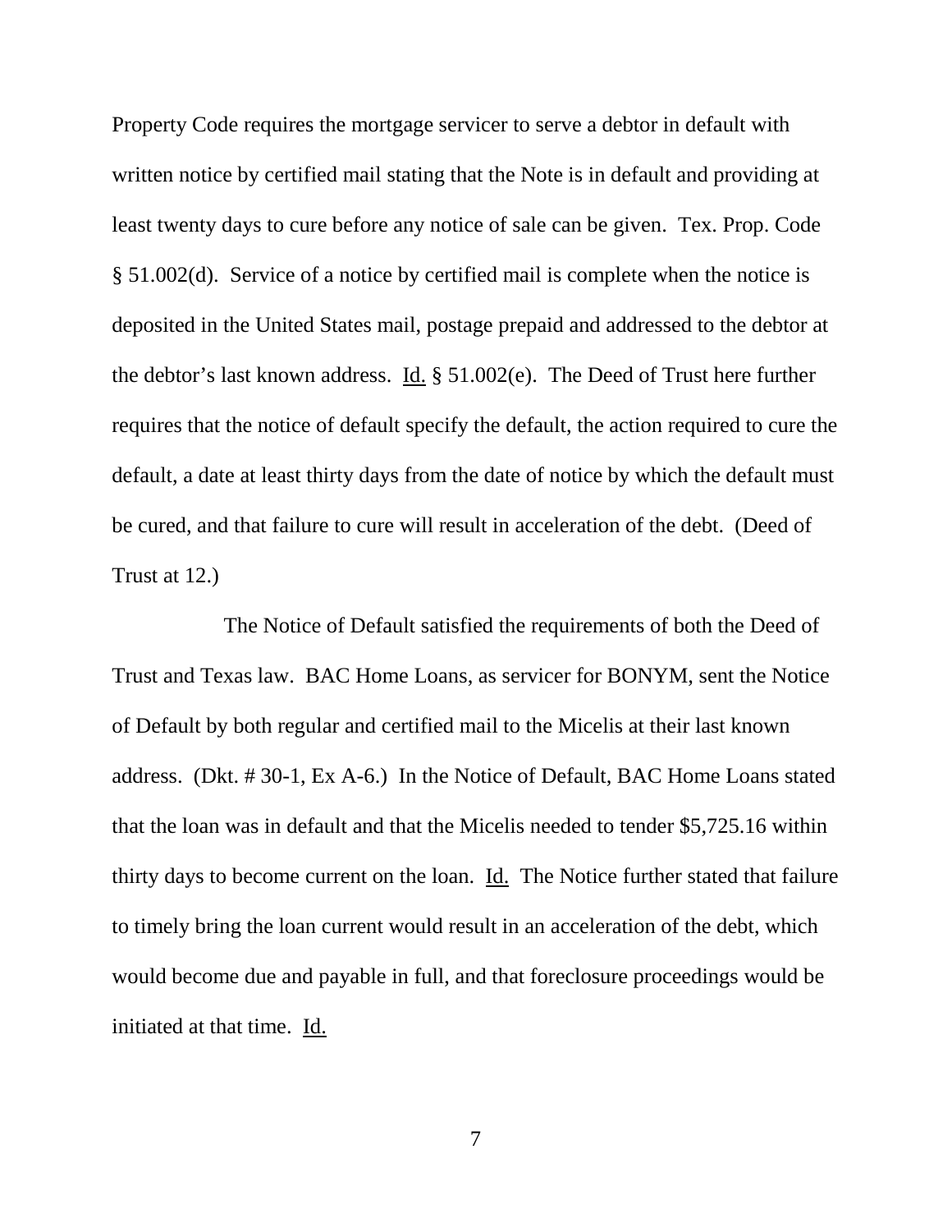Property Code requires the mortgage servicer to serve a debtor in default with written notice by certified mail stating that the Note is in default and providing at least twenty days to cure before any notice of sale can be given. Tex. Prop. Code § 51.002(d). Service of a notice by certified mail is complete when the notice is deposited in the United States mail, postage prepaid and addressed to the debtor at the debtor's last known address. Id. § 51.002(e). The Deed of Trust here further requires that the notice of default specify the default, the action required to cure the default, a date at least thirty days from the date of notice by which the default must be cured, and that failure to cure will result in acceleration of the debt. (Deed of Trust at 12.)

The Notice of Default satisfied the requirements of both the Deed of Trust and Texas law. BAC Home Loans, as servicer for BONYM, sent the Notice of Default by both regular and certified mail to the Micelis at their last known address. (Dkt. # 30-1, Ex A-6.) In the Notice of Default, BAC Home Loans stated that the loan was in default and that the Micelis needed to tender $5,725.16 within thirty days to become current on the loan. Id. The Notice further stated that failure to timely bring the loan current would result in an acceleration of the debt, which would become due and payable in full, and that foreclosure proceedings would be initiated at that time. Id.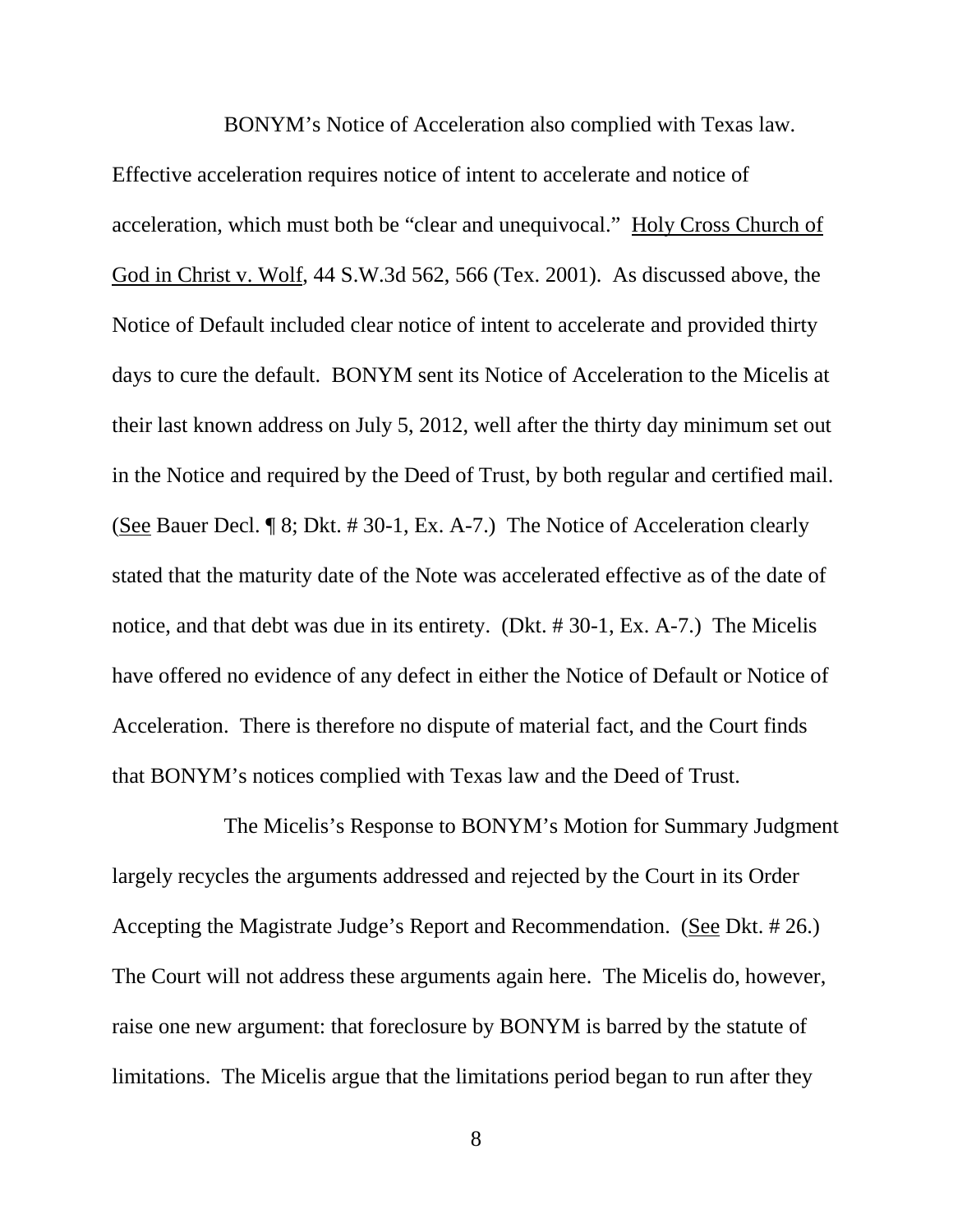BONYM's Notice of Acceleration also complied with Texas law. Effective acceleration requires notice of intent to accelerate and notice of acceleration, which must both be "clear and unequivocal." Holy Cross Church of God in Christ v. Wolf, 44 S.W.3d 562, 566 (Tex. 2001). As discussed above, the Notice of Default included clear notice of intent to accelerate and provided thirty days to cure the default. BONYM sent its Notice of Acceleration to the Micelis at their last known address on July 5, 2012, well after the thirty day minimum set out in the Notice and required by the Deed of Trust, by both regular and certified mail. (See Bauer Decl. ¶ 8; Dkt. # 30-1, Ex. A-7.) The Notice of Acceleration clearly stated that the maturity date of the Note was accelerated effective as of the date of notice, and that debt was due in its entirety. (Dkt. # 30-1, Ex. A-7.) The Micelis have offered no evidence of any defect in either the Notice of Default or Notice of Acceleration. There is therefore no dispute of material fact, and the Court finds that BONYM's notices complied with Texas law and the Deed of Trust.

The Micelis's Response to BONYM's Motion for Summary Judgment largely recycles the arguments addressed and rejected by the Court in its Order Accepting the Magistrate Judge's Report and Recommendation. (See Dkt. # 26.) The Court will not address these arguments again here. The Micelis do, however, raise one new argument: that foreclosure by BONYM is barred by the statute of limitations. The Micelis argue that the limitations period began to run after they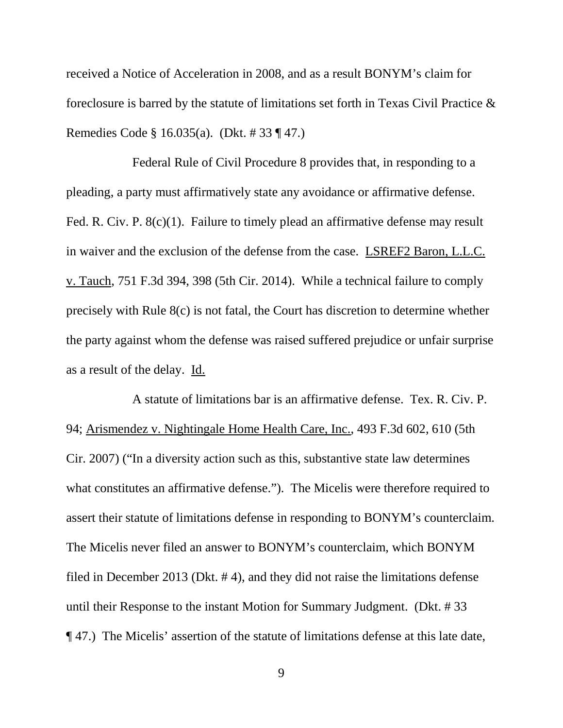received a Notice of Acceleration in 2008, and as a result BONYM's claim for foreclosure is barred by the statute of limitations set forth in Texas Civil Practice & Remedies Code § 16.035(a). (Dkt. # 33 ¶ 47.)

Federal Rule of Civil Procedure 8 provides that, in responding to a pleading, a party must affirmatively state any avoidance or affirmative defense. Fed. R. Civ. P. 8(c)(1). Failure to timely plead an affirmative defense may result in waiver and the exclusion of the defense from the case. LSREF2 Baron, L.L.C. v. Tauch, 751 F.3d 394, 398 (5th Cir. 2014). While a technical failure to comply precisely with Rule 8(c) is not fatal, the Court has discretion to determine whether the party against whom the defense was raised suffered prejudice or unfair surprise as a result of the delay. Id.

A statute of limitations bar is an affirmative defense. Tex. R. Civ. P. 94; Arismendez v. Nightingale Home Health Care, Inc., 493 F.3d 602, 610 (5th Cir. 2007) ("In a diversity action such as this, substantive state law determines what constitutes an affirmative defense."). The Micelis were therefore required to assert their statute of limitations defense in responding to BONYM's counterclaim. The Micelis never filed an answer to BONYM's counterclaim, which BONYM filed in December 2013 (Dkt. # 4), and they did not raise the limitations defense until their Response to the instant Motion for Summary Judgment. (Dkt. # 33 ¶ 47.) The Micelis' assertion of the statute of limitations defense at this late date,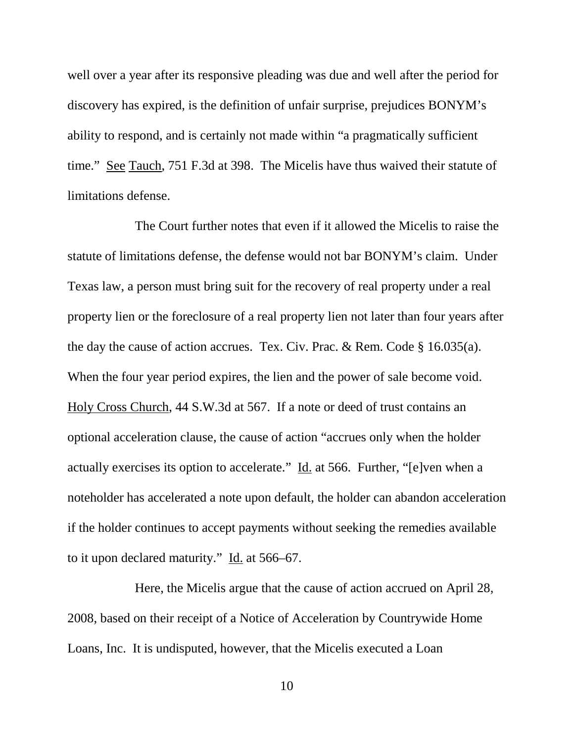well over a year after its responsive pleading was due and well after the period for discovery has expired, is the definition of unfair surprise, prejudices BONYM's ability to respond, and is certainly not made within "a pragmatically sufficient time." See Tauch, 751 F.3d at 398. The Micelis have thus waived their statute of limitations defense.

The Court further notes that even if it allowed the Micelis to raise the statute of limitations defense, the defense would not bar BONYM's claim. Under Texas law, a person must bring suit for the recovery of real property under a real property lien or the foreclosure of a real property lien not later than four years after the day the cause of action accrues. Tex. Civ. Prac. & Rem. Code § 16.035(a). When the four year period expires, the lien and the power of sale become void. Holy Cross Church, 44 S.W.3d at 567. If a note or deed of trust contains an optional acceleration clause, the cause of action "accrues only when the holder actually exercises its option to accelerate." Id. at 566. Further, "[e]ven when a noteholder has accelerated a note upon default, the holder can abandon acceleration if the holder continues to accept payments without seeking the remedies available to it upon declared maturity." Id. at 566–67.

Here, the Micelis argue that the cause of action accrued on April 28, 2008, based on their receipt of a Notice of Acceleration by Countrywide Home Loans, Inc. It is undisputed, however, that the Micelis executed a Loan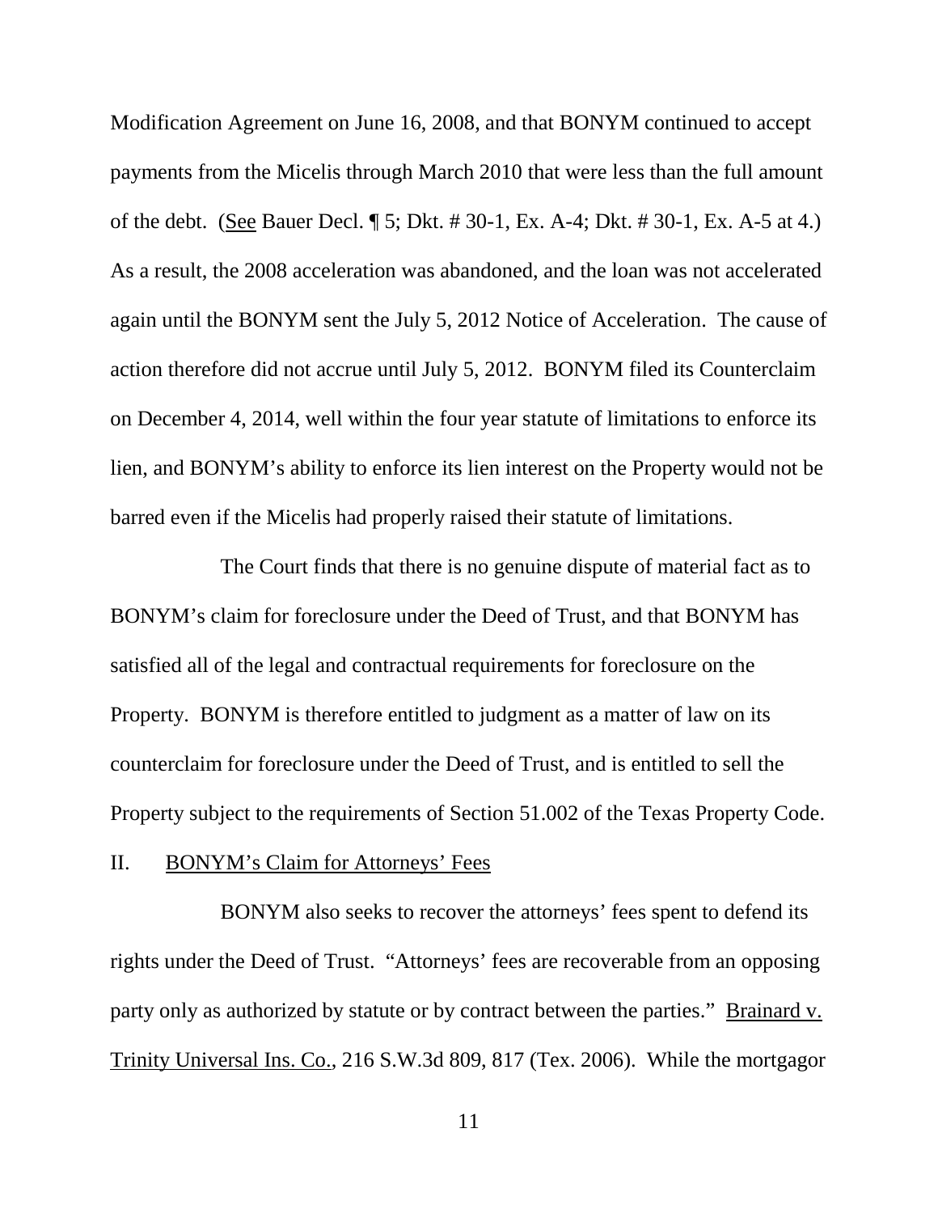Modification Agreement on June 16, 2008, and that BONYM continued to accept payments from the Micelis through March 2010 that were less than the full amount of the debt. (See Bauer Decl. ¶ 5; Dkt. # 30-1, Ex. A-4; Dkt. # 30-1, Ex. A-5 at 4.) As a result, the 2008 acceleration was abandoned, and the loan was not accelerated again until the BONYM sent the July 5, 2012 Notice of Acceleration. The cause of action therefore did not accrue until July 5, 2012. BONYM filed its Counterclaim on December 4, 2014, well within the four year statute of limitations to enforce its lien, and BONYM's ability to enforce its lien interest on the Property would not be barred even if the Micelis had properly raised their statute of limitations.

The Court finds that there is no genuine dispute of material fact as to BONYM's claim for foreclosure under the Deed of Trust, and that BONYM has satisfied all of the legal and contractual requirements for foreclosure on the Property. BONYM is therefore entitled to judgment as a matter of law on its counterclaim for foreclosure under the Deed of Trust, and is entitled to sell the Property subject to the requirements of Section 51.002 of the Texas Property Code.

## II. BONYM's Claim for Attorneys' Fees

BONYM also seeks to recover the attorneys' fees spent to defend its rights under the Deed of Trust. "Attorneys' fees are recoverable from an opposing party only as authorized by statute or by contract between the parties." Brainard v. Trinity Universal Ins. Co., 216 S.W.3d 809, 817 (Tex. 2006). While the mortgagor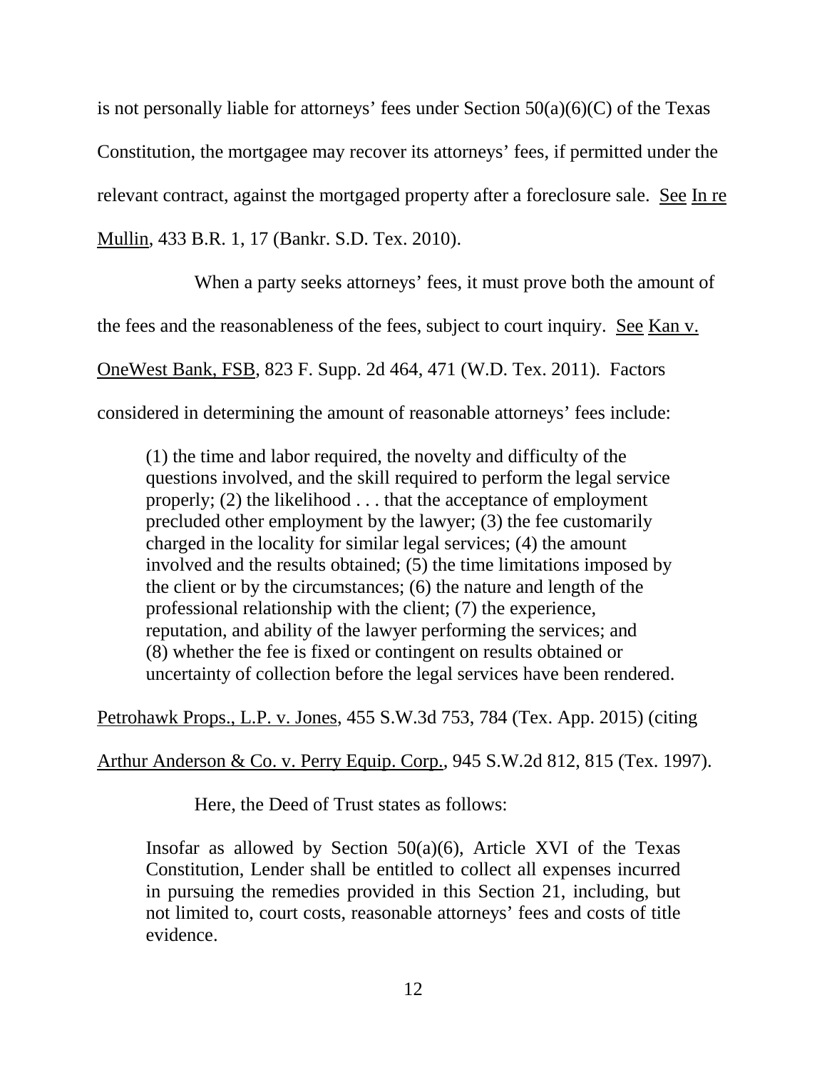is not personally liable for attorneys' fees under Section 50(a)(6)(C) of the Texas Constitution, the mortgagee may recover its attorneys' fees, if permitted under the relevant contract, against the mortgaged property after a foreclosure sale. See In re Mullin, 433 B.R. 1, 17 (Bankr. S.D. Tex. 2010).

When a party seeks attorneys' fees, it must prove both the amount of the fees and the reasonableness of the fees, subject to court inquiry. See Kan v. OneWest Bank, FSB, 823 F. Supp. 2d 464, 471 (W.D. Tex. 2011). Factors considered in determining the amount of reasonable attorneys' fees include:

> (1) the time and labor required, the novelty and difficulty of the questions involved, and the skill required to perform the legal service properly; (2) the likelihood . . . that the acceptance of employment precluded other employment by the lawyer; (3) the fee customarily charged in the locality for similar legal services; (4) the amount involved and the results obtained; (5) the time limitations imposed by the client or by the circumstances; (6) the nature and length of the professional relationship with the client; (7) the experience, reputation, and ability of the lawyer performing the services; and (8) whether the fee is fixed or contingent on results obtained or uncertainty of collection before the legal services have been rendered.

Petrohawk Props., L.P. v. Jones, 455 S.W.3d 753, 784 (Tex. App. 2015) (citing Arthur Anderson & Co. v. Perry Equip. Corp., 945 S.W.2d 812, 815 (Tex. 1997).

Here, the Deed of Trust states as follows:

> Insofar as allowed by Section 50(a)(6), Article XVI of the Texas Constitution, Lender shall be entitled to collect all expenses incurred in pursuing the remedies provided in this Section 21, including, but not limited to, court costs, reasonable attorneys' fees and costs of title evidence.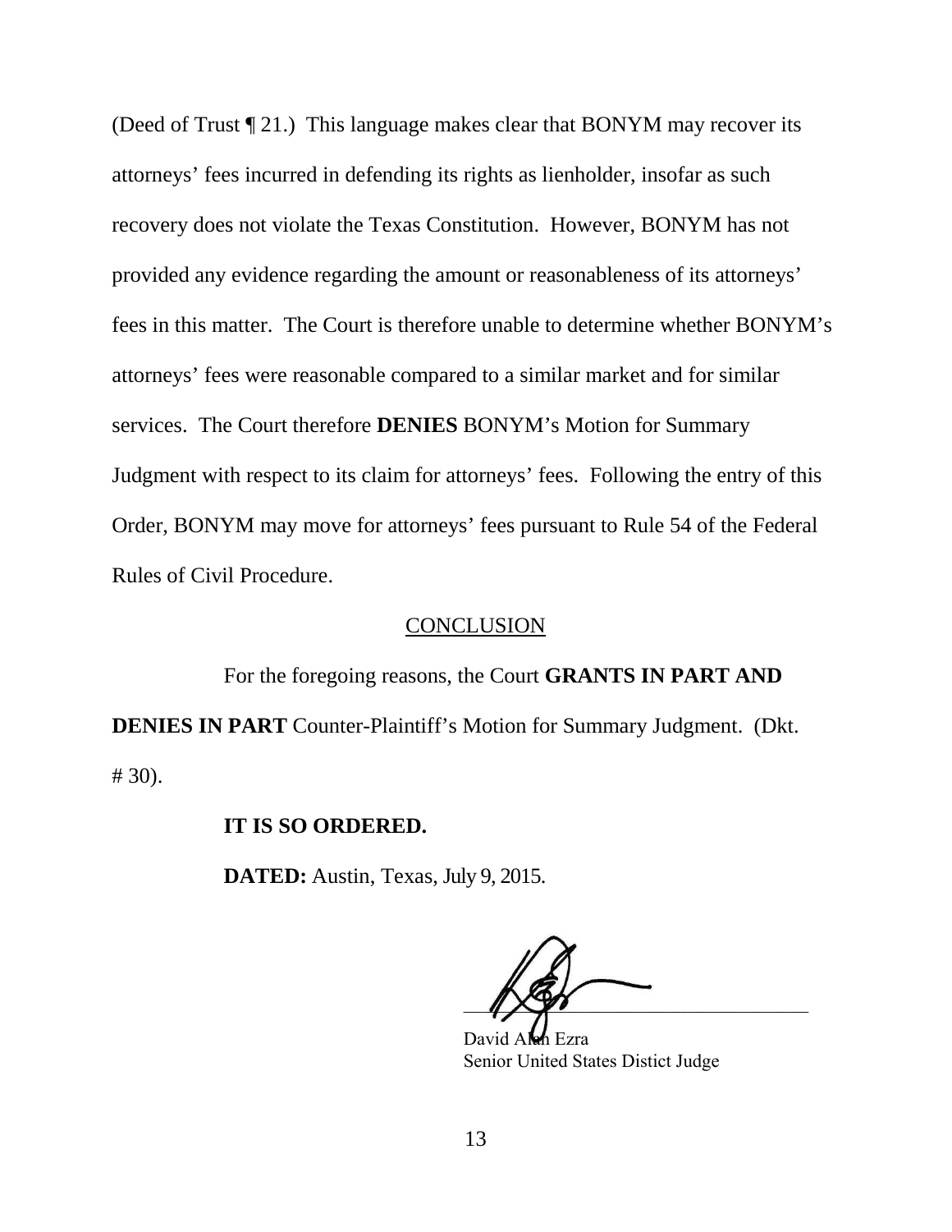(Deed of Trust ¶ 21.) This language makes clear that BONYM may recover its attorneys' fees incurred in defending its rights as lienholder, insofar as such recovery does not violate the Texas Constitution. However, BONYM has not provided any evidence regarding the amount or reasonableness of its attorneys' fees in this matter. The Court is therefore unable to determine whether BONYM's attorneys' fees were reasonable compared to a similar market and for similar services. The Court therefore **DENIES** BONYM's Motion for Summary Judgment with respect to its claim for attorneys' fees. Following the entry of this Order, BONYM may move for attorneys' fees pursuant to Rule 54 of the Federal Rules of Civil Procedure.

## CONCLUSION

For the foregoing reasons, the Court **GRANTS IN PART AND DENIES IN PART** Counter-Plaintiff's Motion for Summary Judgment. (Dkt. # 30).

**IT IS SO ORDERED.**

**DATED:** Austin, Texas, July 9, 2015.

David Alan Ezra
Senior United States Distict Judge